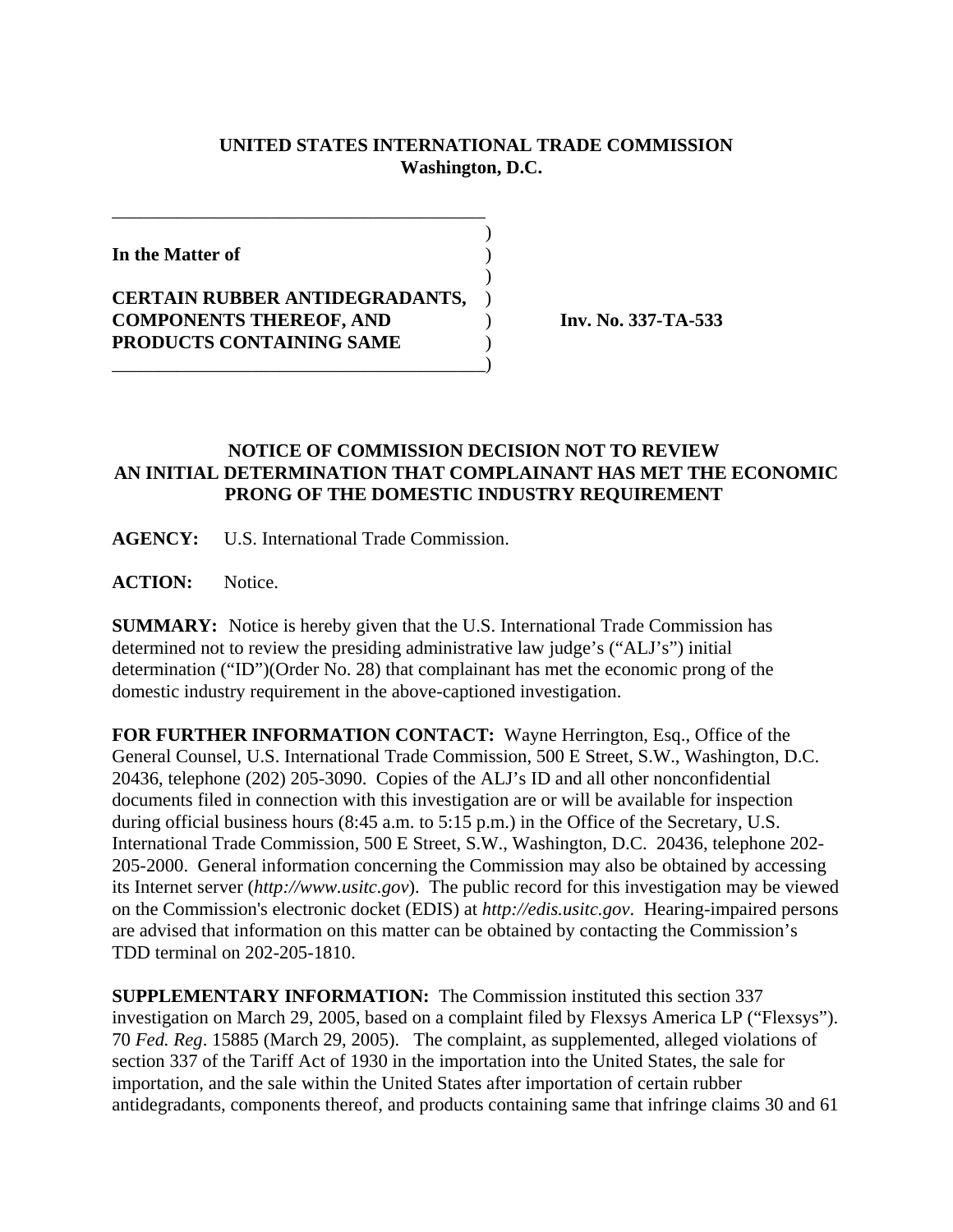**UNITED STATES INTERNATIONAL TRADE COMMISSION**
**Washington, D.C.**

**In the Matter of**

**CERTAIN RUBBER ANTIDEGRADANTS, COMPONENTS THEREOF, AND PRODUCTS CONTAINING SAME**

**Inv. No. 337-TA-533**

**NOTICE OF COMMISSION DECISION NOT TO REVIEW AN INITIAL DETERMINATION THAT COMPLAINANT HAS MET THE ECONOMIC PRONG OF THE DOMESTIC INDUSTRY REQUIREMENT**

**AGENCY:** U.S. International Trade Commission.

**ACTION:** Notice.

**SUMMARY:** Notice is hereby given that the U.S. International Trade Commission has determined not to review the presiding administrative law judge's ("ALJ's") initial determination ("ID")(Order No. 28) that complainant has met the economic prong of the domestic industry requirement in the above-captioned investigation.

**FOR FURTHER INFORMATION CONTACT:** Wayne Herrington, Esq., Office of the General Counsel, U.S. International Trade Commission, 500 E Street, S.W., Washington, D.C. 20436, telephone (202) 205-3090. Copies of the ALJ's ID and all other nonconfidential documents filed in connection with this investigation are or will be available for inspection during official business hours (8:45 a.m. to 5:15 p.m.) in the Office of the Secretary, U.S. International Trade Commission, 500 E Street, S.W., Washington, D.C. 20436, telephone 202-205-2000. General information concerning the Commission may also be obtained by accessing its Internet server (*http://www.usitc.gov*). The public record for this investigation may be viewed on the Commission's electronic docket (EDIS) at *http://edis.usitc.gov*. Hearing-impaired persons are advised that information on this matter can be obtained by contacting the Commission's TDD terminal on 202-205-1810.

**SUPPLEMENTARY INFORMATION:** The Commission instituted this section 337 investigation on March 29, 2005, based on a complaint filed by Flexsys America LP ("Flexsys"). 70 *Fed. Reg*. 15885 (March 29, 2005). The complaint, as supplemented, alleged violations of section 337 of the Tariff Act of 1930 in the importation into the United States, the sale for importation, and the sale within the United States after importation of certain rubber antidegradants, components thereof, and products containing same that infringe claims 30 and 61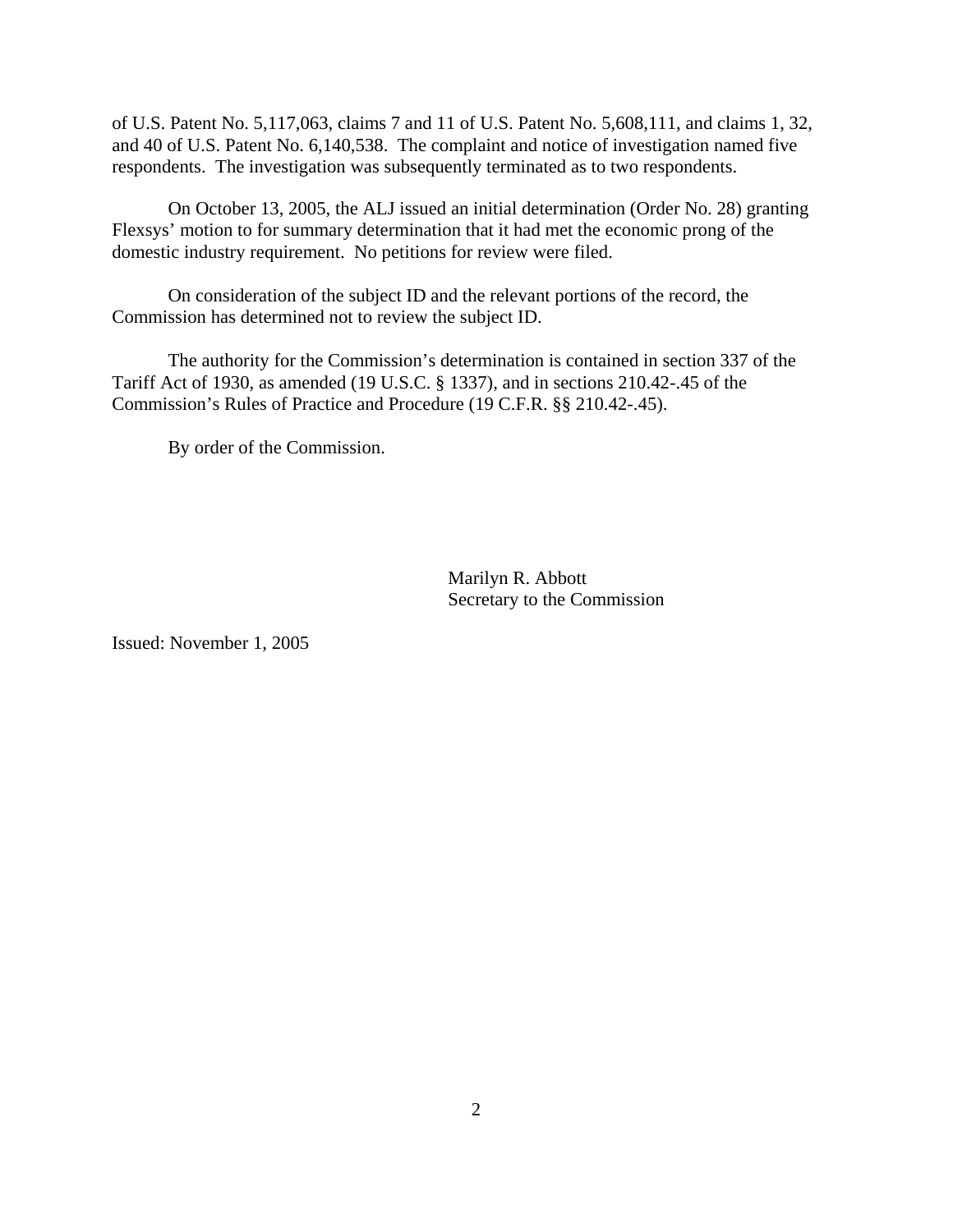of U.S. Patent No. 5,117,063, claims 7 and 11 of U.S. Patent No. 5,608,111, and claims 1, 32, and 40 of U.S. Patent No. 6,140,538. The complaint and notice of investigation named five respondents. The investigation was subsequently terminated as to two respondents.

On October 13, 2005, the ALJ issued an initial determination (Order No. 28) granting Flexsys' motion to for summary determination that it had met the economic prong of the domestic industry requirement. No petitions for review were filed.

On consideration of the subject ID and the relevant portions of the record, the Commission has determined not to review the subject ID.

The authority for the Commission's determination is contained in section 337 of the Tariff Act of 1930, as amended (19 U.S.C. § 1337), and in sections 210.42-.45 of the Commission's Rules of Practice and Procedure (19 C.F.R. §§ 210.42-.45).

By order of the Commission.

Marilyn R. Abbott
Secretary to the Commission

Issued: November 1, 2005